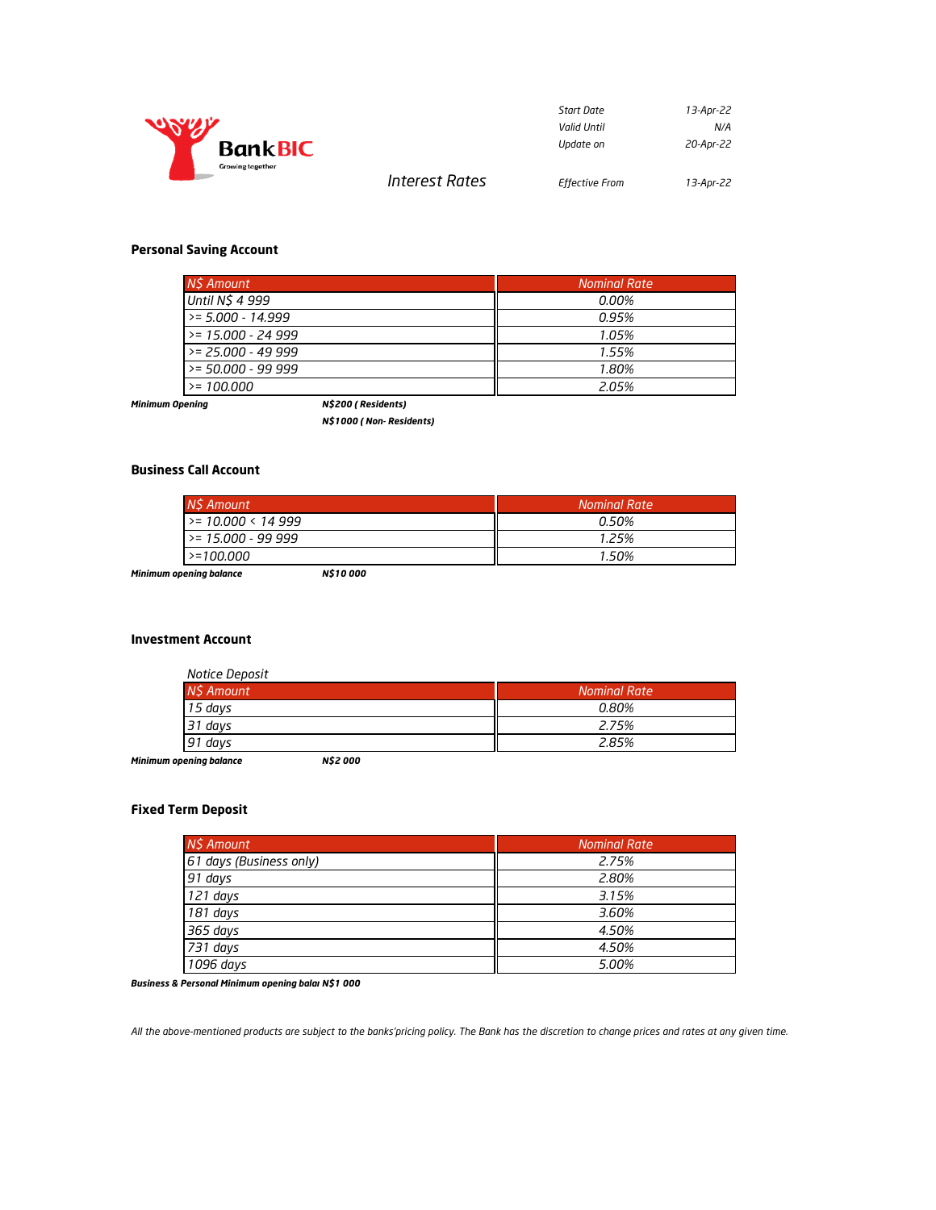BankBIC

Growing together

| Start Date | 13-Apr-22 |
|---|---|
| Valid Until | N/A |
| Update on | 20-Apr-22 |
| Effective From | 13-Apr-22 |

# Interest Rates

## Personal Saving Account

| N$ Amount | Nominal Rate |
|---|---|
| Until N$ 4 999 | 0.00% |
| >= 5.000 - 14.999 | 0.95% |
| >= 15.000 - 24 999 | 1.05% |
| >= 25.000 - 49 999 | 1.55% |
| >= 50.000 - 99 999 | 1.80% |
| >= 100.000 | 2.05% |

***Minimum Opening*** ***N$200 ( Residents)***
***N$1000 ( Non- Residents)***

## Business Call Account

| N$ Amount | Nominal Rate |
|---|---|
| >= 10.000 < 14 999 | 0.50% |
| >= 15.000 - 99 999 | 1.25% |
| >=100.000 | 1.50% |

***Minimum opening balance*** ***N$10 000***

## Investment Account

*Notice Deposit*

| N$ Amount | Nominal Rate |
|---|---|
| 15 days | 0.80% |
| 31 days | 2.75% |
| 91 days | 2.85% |

***Minimum opening balance*** ***N$2 000***

## Fixed Term Deposit

| N$ Amount | Nominal Rate |
|---|---|
| 61 days (Business only) | 2.75% |
| 91 days | 2.80% |
| 121 days | 3.15% |
| 181 days | 3.60% |
| 365 days | 4.50% |
| 731 days | 4.50% |
| 1096 days | 5.00% |

***Business & Personal Minimum opening balaı N$1 000***

*All the above-mentioned products are subject to the banks'pricing policy. The Bank has the discretion to change prices and rates at any given time.*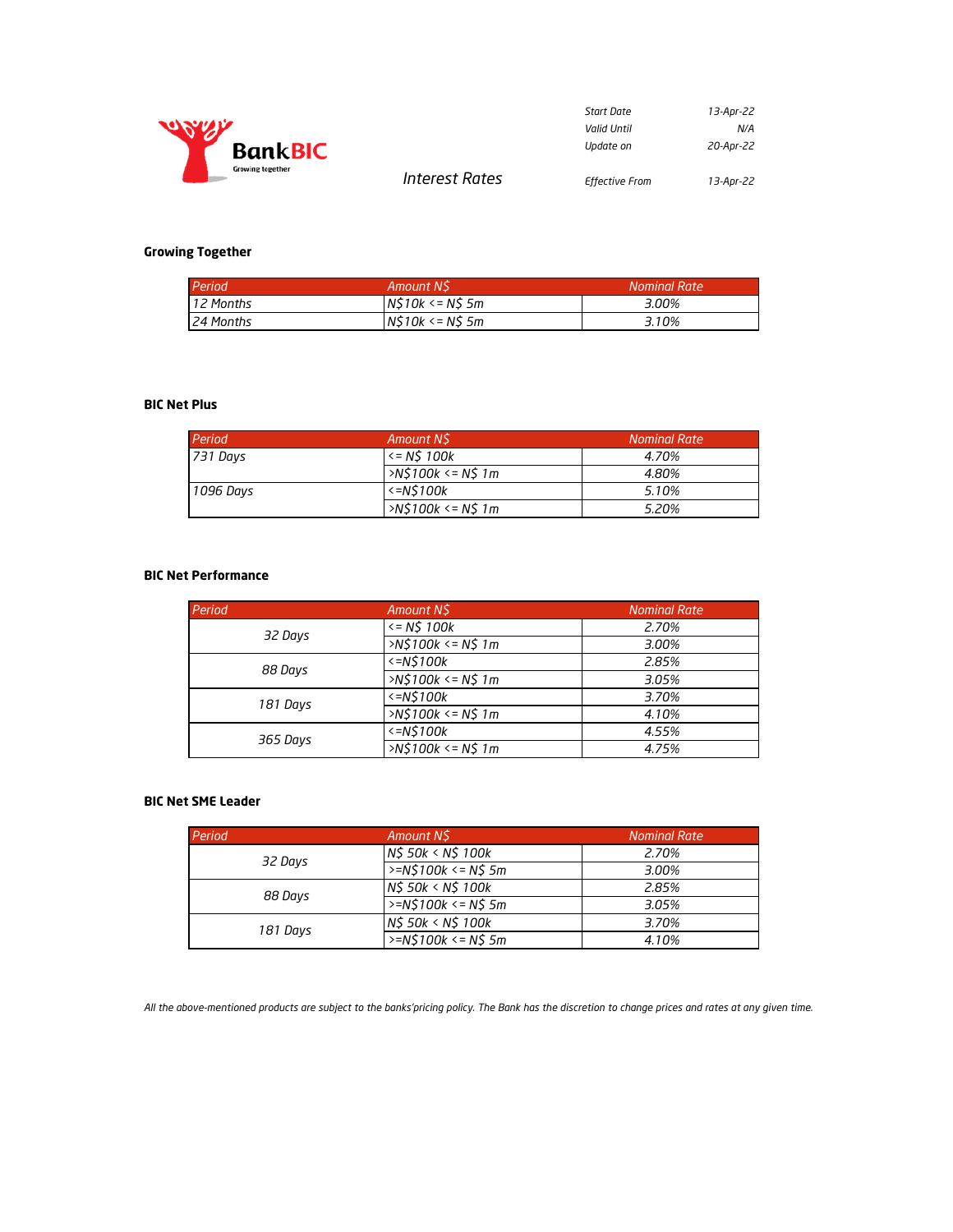BankBIC
Growing together

Interest Rates

| | |
|---|---|
| Start Date | 13-Apr-22 |
| Valid Until | N/A |
| Update on | 20-Apr-22 |
| Effective From | 13-Apr-22 |

**Growing Together**

| Period | Amount N$ | Nominal Rate |
|---|---|---|
| 12 Months | N$10k <= N$ 5m | 3.00% |
| 24 Months | N$10k <= N$ 5m | 3.10% |

**BIC Net Plus**

| Period | Amount N$ | Nominal Rate |
|---|---|---|
| 731 Days | <= N$ 100k | 4.70% |
| | >N$100k <= N$ 1m | 4.80% |
| 1096 Days | <=N$100k | 5.10% |
| | >N$100k <= N$ 1m | 5.20% |

**BIC Net Performance**

| Period | Amount N$ | Nominal Rate |
|---|---|---|
| 32 Days | <= N$ 100k | 2.70% |
| | >N$100k <= N$ 1m | 3.00% |
| 88 Days | <=N$100k | 2.85% |
| | >N$100k <= N$ 1m | 3.05% |
| 181 Days | <=N$100k | 3.70% |
| | >N$100k <= N$ 1m | 4.10% |
| 365 Days | <=N$100k | 4.55% |
| | >N$100k <= N$ 1m | 4.75% |

**BIC Net SME Leader**

| Period | Amount N$ | Nominal Rate |
|---|---|---|
| 32 Days | N$ 50k < N$ 100k | 2.70% |
| | >=N$100k <= N$ 5m | 3.00% |
| 88 Days | N$ 50k < N$ 100k | 2.85% |
| | >=N$100k <= N$ 5m | 3.05% |
| 181 Days | N$ 50k < N$ 100k | 3.70% |
| | >=N$100k <= N$ 5m | 4.10% |

*All the above-mentioned products are subject to the banks'pricing policy. The Bank has the discretion to change prices and rates at any given time.*